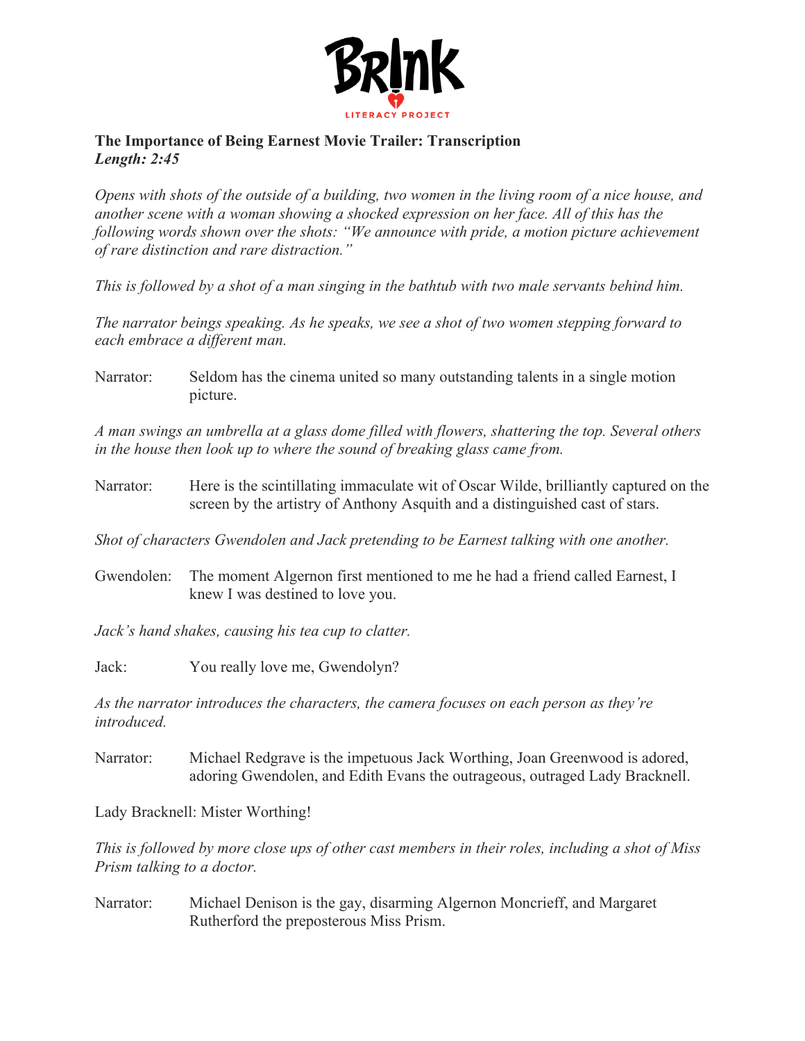**The Importance of Being Earnest Movie Trailer: Transcription**
***Length: 2:45***

*Opens with shots of the outside of a building, two women in the living room of a nice house, and another scene with a woman showing a shocked expression on her face. All of this has the following words shown over the shots: "We announce with pride, a motion picture achievement of rare distinction and rare distraction."*

*This is followed by a shot of a man singing in the bathtub with two male servants behind him.*

*The narrator beings speaking. As he speaks, we see a shot of two women stepping forward to each embrace a different man.*

Narrator: Seldom has the cinema united so many outstanding talents in a single motion picture.

*A man swings an umbrella at a glass dome filled with flowers, shattering the top. Several others in the house then look up to where the sound of breaking glass came from.*

Narrator: Here is the scintillating immaculate wit of Oscar Wilde, brilliantly captured on the screen by the artistry of Anthony Asquith and a distinguished cast of stars.

*Shot of characters Gwendolen and Jack pretending to be Earnest talking with one another.*

Gwendolen: The moment Algernon first mentioned to me he had a friend called Earnest, I knew I was destined to love you.

*Jack's hand shakes, causing his tea cup to clatter.*

Jack: You really love me, Gwendolyn?

*As the narrator introduces the characters, the camera focuses on each person as they're introduced.*

Narrator: Michael Redgrave is the impetuous Jack Worthing, Joan Greenwood is adored, adoring Gwendolen, and Edith Evans the outrageous, outraged Lady Bracknell.

Lady Bracknell: Mister Worthing!

*This is followed by more close ups of other cast members in their roles, including a shot of Miss Prism talking to a doctor.*

Narrator: Michael Denison is the gay, disarming Algernon Moncrieff, and Margaret Rutherford the preposterous Miss Prism.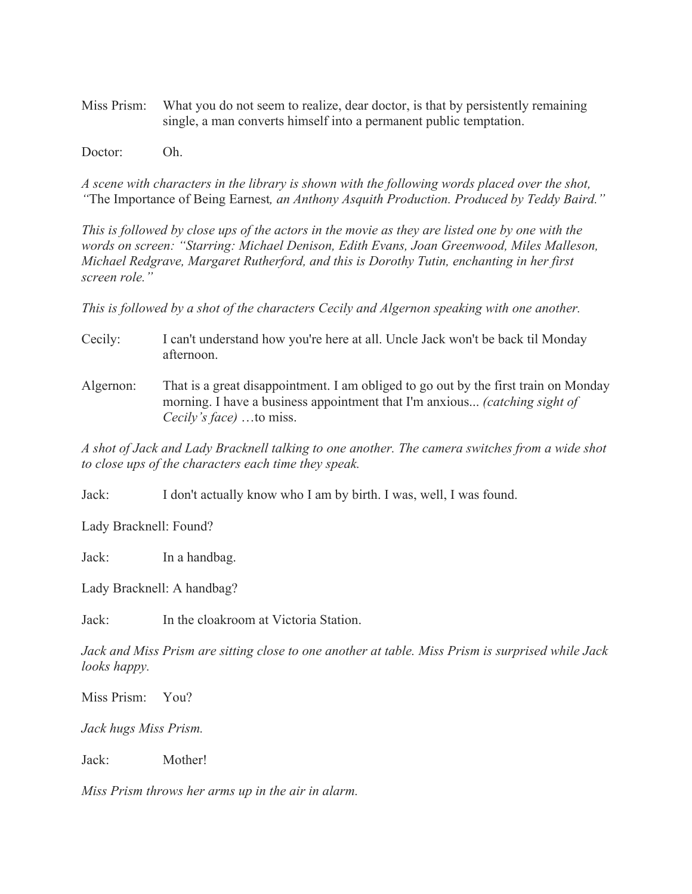Miss Prism: What you do not seem to realize, dear doctor, is that by persistently remaining single, a man converts himself into a permanent public temptation.

Doctor: Oh.

*A scene with characters in the library is shown with the following words placed over the shot, "*The Importance of Being Earnest*, an Anthony Asquith Production. Produced by Teddy Baird."*

*This is followed by close ups of the actors in the movie as they are listed one by one with the words on screen: "Starring: Michael Denison, Edith Evans, Joan Greenwood, Miles Malleson, Michael Redgrave, Margaret Rutherford, and this is Dorothy Tutin, enchanting in her first screen role."*

*This is followed by a shot of the characters Cecily and Algernon speaking with one another.*

Cecily: I can't understand how you're here at all. Uncle Jack won't be back til Monday afternoon.

Algernon: That is a great disappointment. I am obliged to go out by the first train on Monday morning. I have a business appointment that I'm anxious... *(catching sight of Cecily's face)* …to miss.

*A shot of Jack and Lady Bracknell talking to one another. The camera switches from a wide shot to close ups of the characters each time they speak.*

Jack: I don't actually know who I am by birth. I was, well, I was found.

Lady Bracknell: Found?

Jack: In a handbag.

Lady Bracknell: A handbag?

Jack: In the cloakroom at Victoria Station.

*Jack and Miss Prism are sitting close to one another at table. Miss Prism is surprised while Jack looks happy.*

Miss Prism: You?

*Jack hugs Miss Prism.*

Jack: Mother!

*Miss Prism throws her arms up in the air in alarm.*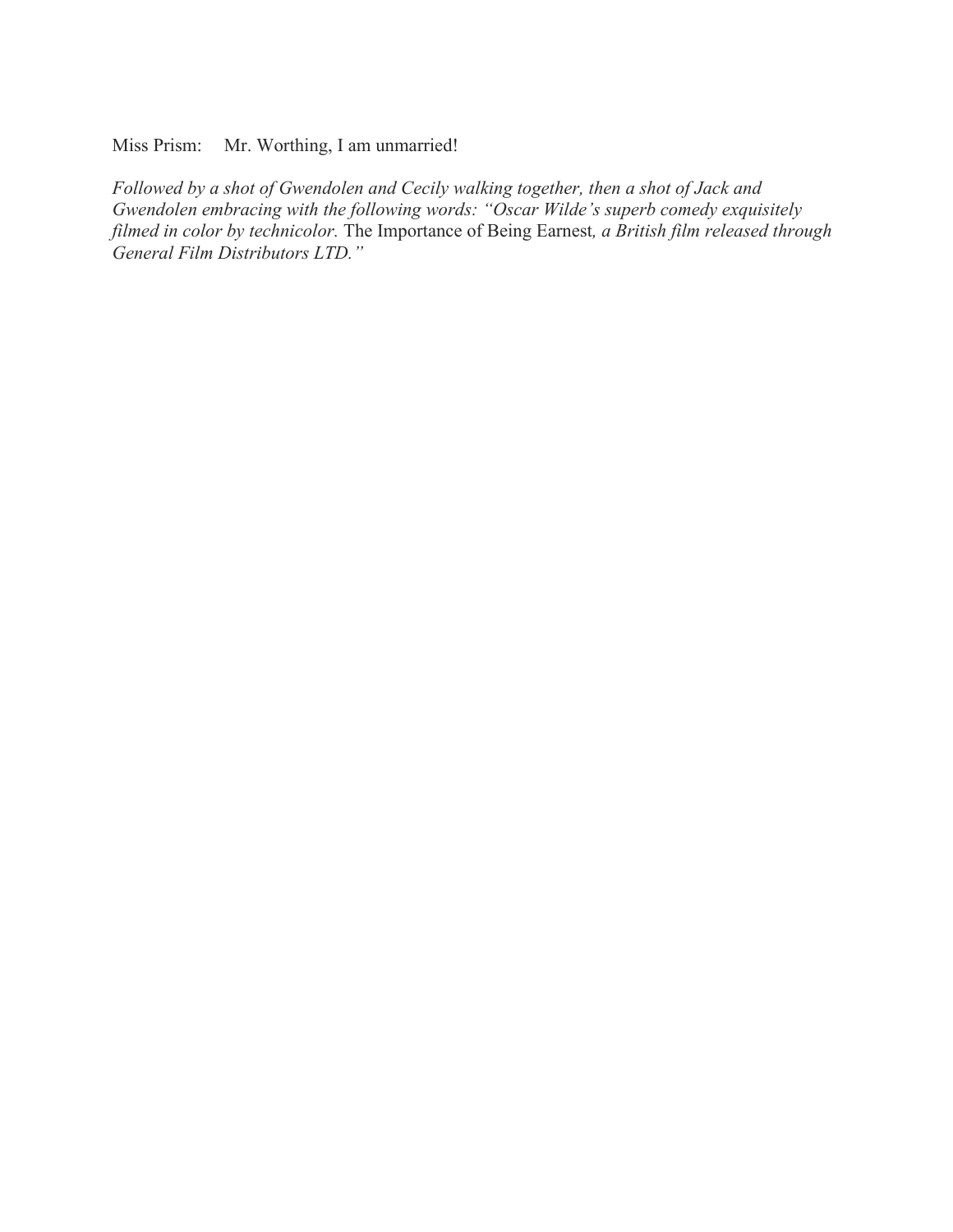Miss Prism: Mr. Worthing, I am unmarried!

*Followed by a shot of Gwendolen and Cecily walking together, then a shot of Jack and Gwendolen embracing with the following words: "Oscar Wilde's superb comedy exquisitely filmed in color by technicolor.* The Importance of Being Earnest*, a British film released through General Film Distributors LTD."*